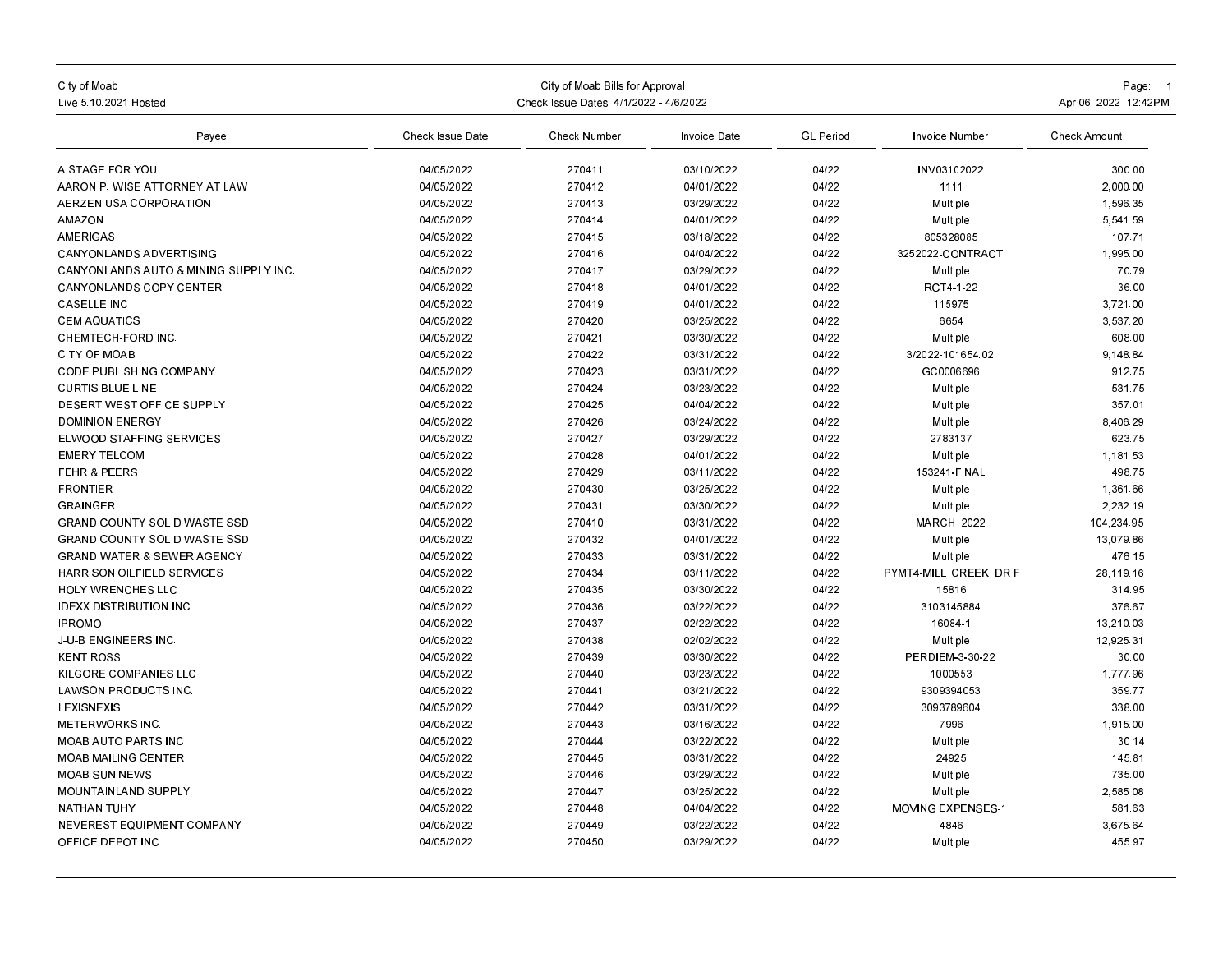City of Moab
Live 5.10.2021 Hosted

# City of Moab Bills for Approval

Check Issue Dates: 4/1/2022 - 4/6/2022

Apr 06, 2022 12:42PM

| Payee | Check Issue Date | Check Number | Invoice Date | GL Period | Invoice Number | Check Amount |
|---|---|---|---|---|---|---|
| A STAGE FOR YOU | 04/05/2022 | 270411 | 03/10/2022 | 04/22 | INV03102022 | 300.00 |
| AARON P. WISE ATTORNEY AT LAW | 04/05/2022 | 270412 | 04/01/2022 | 04/22 | 1111 | 2,000.00 |
| AERZEN USA CORPORATION | 04/05/2022 | 270413 | 03/29/2022 | 04/22 | Multiple | 1,596.35 |
| AMAZON | 04/05/2022 | 270414 | 04/01/2022 | 04/22 | Multiple | 5,541.59 |
| AMERIGAS | 04/05/2022 | 270415 | 03/18/2022 | 04/22 | 805328085 | 107.71 |
| CANYONLANDS ADVERTISING | 04/05/2022 | 270416 | 04/04/2022 | 04/22 | 3252022-CONTRACT | 1,995.00 |
| CANYONLANDS AUTO & MINING SUPPLY INC. | 04/05/2022 | 270417 | 03/29/2022 | 04/22 | Multiple | 70.79 |
| CANYONLANDS COPY CENTER | 04/05/2022 | 270418 | 04/01/2022 | 04/22 | RCT4-1-22 | 36.00 |
| CASELLE INC | 04/05/2022 | 270419 | 04/01/2022 | 04/22 | 115975 | 3,721.00 |
| CEM AQUATICS | 04/05/2022 | 270420 | 03/25/2022 | 04/22 | 6654 | 3,537.20 |
| CHEMTECH-FORD INC. | 04/05/2022 | 270421 | 03/30/2022 | 04/22 | Multiple | 608.00 |
| CITY OF MOAB | 04/05/2022 | 270422 | 03/31/2022 | 04/22 | 3/2022-101654.02 | 9,148.84 |
| CODE PUBLISHING COMPANY | 04/05/2022 | 270423 | 03/31/2022 | 04/22 | GC0006696 | 912.75 |
| CURTIS BLUE LINE | 04/05/2022 | 270424 | 03/23/2022 | 04/22 | Multiple | 531.75 |
| DESERT WEST OFFICE SUPPLY | 04/05/2022 | 270425 | 04/04/2022 | 04/22 | Multiple | 357.01 |
| DOMINION ENERGY | 04/05/2022 | 270426 | 03/24/2022 | 04/22 | Multiple | 8,406.29 |
| ELWOOD STAFFING SERVICES | 04/05/2022 | 270427 | 03/29/2022 | 04/22 | 2783137 | 623.75 |
| EMERY TELCOM | 04/05/2022 | 270428 | 04/01/2022 | 04/22 | Multiple | 1,181.53 |
| FEHR & PEERS | 04/05/2022 | 270429 | 03/11/2022 | 04/22 | 153241-FINAL | 498.75 |
| FRONTIER | 04/05/2022 | 270430 | 03/25/2022 | 04/22 | Multiple | 1,361.66 |
| GRAINGER | 04/05/2022 | 270431 | 03/30/2022 | 04/22 | Multiple | 2,232.19 |
| GRAND COUNTY SOLID WASTE SSD | 04/05/2022 | 270410 | 03/31/2022 | 04/22 | MARCH 2022 | 104,234.95 |
| GRAND COUNTY SOLID WASTE SSD | 04/05/2022 | 270432 | 04/01/2022 | 04/22 | Multiple | 13,079.86 |
| GRAND WATER & SEWER AGENCY | 04/05/2022 | 270433 | 03/31/2022 | 04/22 | Multiple | 476.15 |
| HARRISON OILFIELD SERVICES | 04/05/2022 | 270434 | 03/11/2022 | 04/22 | PYMT4-MILL CREEK DR F | 28,119.16 |
| HOLY WRENCHES LLC | 04/05/2022 | 270435 | 03/30/2022 | 04/22 | 15816 | 314.95 |
| IDEXX DISTRIBUTION INC | 04/05/2022 | 270436 | 03/22/2022 | 04/22 | 3103145884 | 376.67 |
| IPROMO | 04/05/2022 | 270437 | 02/22/2022 | 04/22 | 16084-1 | 13,210.03 |
| J-U-B ENGINEERS INC. | 04/05/2022 | 270438 | 02/02/2022 | 04/22 | Multiple | 12,925.31 |
| KENT ROSS | 04/05/2022 | 270439 | 03/30/2022 | 04/22 | PERDIEM-3-30-22 | 30.00 |
| KILGORE COMPANIES LLC | 04/05/2022 | 270440 | 03/23/2022 | 04/22 | 1000553 | 1,777.96 |
| LAWSON PRODUCTS INC. | 04/05/2022 | 270441 | 03/21/2022 | 04/22 | 9309394053 | 359.77 |
| LEXISNEXIS | 04/05/2022 | 270442 | 03/31/2022 | 04/22 | 3093789604 | 338.00 |
| METERWORKS INC. | 04/05/2022 | 270443 | 03/16/2022 | 04/22 | 7996 | 1,915.00 |
| MOAB AUTO PARTS INC. | 04/05/2022 | 270444 | 03/22/2022 | 04/22 | Multiple | 30.14 |
| MOAB MAILING CENTER | 04/05/2022 | 270445 | 03/31/2022 | 04/22 | 24925 | 145.81 |
| MOAB SUN NEWS | 04/05/2022 | 270446 | 03/29/2022 | 04/22 | Multiple | 735.00 |
| MOUNTAINLAND SUPPLY | 04/05/2022 | 270447 | 03/25/2022 | 04/22 | Multiple | 2,585.08 |
| NATHAN TUHY | 04/05/2022 | 270448 | 04/04/2022 | 04/22 | MOVING EXPENSES-1 | 581.63 |
| NEVEREST EQUIPMENT COMPANY | 04/05/2022 | 270449 | 03/22/2022 | 04/22 | 4846 | 3,675.64 |
| OFFICE DEPOT INC. | 04/05/2022 | 270450 | 03/29/2022 | 04/22 | Multiple | 455.97 |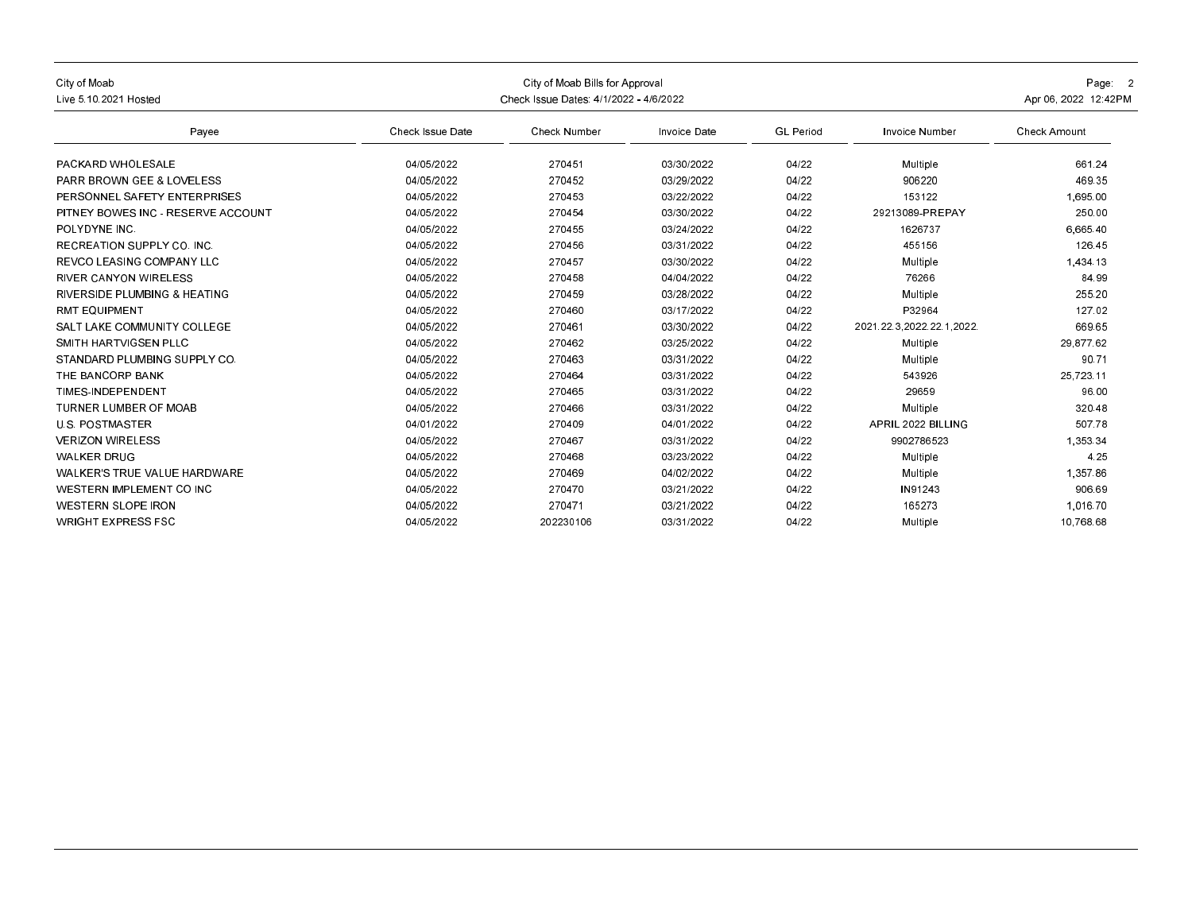| Payee | Check Issue Date | Check Number | Invoice Date | GL Period | Invoice Number | Check Amount |
|---|---|---|---|---|---|---|
| PACKARD WHOLESALE | 04/05/2022 | 270451 | 03/30/2022 | 04/22 | Multiple | 661.24 |
| PARR BROWN GEE & LOVELESS | 04/05/2022 | 270452 | 03/29/2022 | 04/22 | 906220 | 469.35 |
| PERSONNEL SAFETY ENTERPRISES | 04/05/2022 | 270453 | 03/22/2022 | 04/22 | 153122 | 1,695.00 |
| PITNEY BOWES INC - RESERVE ACCOUNT | 04/05/2022 | 270454 | 03/30/2022 | 04/22 | 29213089-PREPAY | 250.00 |
| POLYDYNE INC. | 04/05/2022 | 270455 | 03/24/2022 | 04/22 | 1626737 | 6,665.40 |
| RECREATION SUPPLY CO. INC. | 04/05/2022 | 270456 | 03/31/2022 | 04/22 | 455156 | 126.45 |
| REVCO LEASING COMPANY LLC | 04/05/2022 | 270457 | 03/30/2022 | 04/22 | Multiple | 1,434.13 |
| RIVER CANYON WIRELESS | 04/05/2022 | 270458 | 04/04/2022 | 04/22 | 76266 | 84.99 |
| RIVERSIDE PLUMBING & HEATING | 04/05/2022 | 270459 | 03/28/2022 | 04/22 | Multiple | 255.20 |
| RMT EQUIPMENT | 04/05/2022 | 270460 | 03/17/2022 | 04/22 | P32964 | 127.02 |
| SALT LAKE COMMUNITY COLLEGE | 04/05/2022 | 270461 | 03/30/2022 | 04/22 | 2021.22.3,2022.22.1,2022. | 669.65 |
| SMITH HARTVIGSEN PLLC | 04/05/2022 | 270462 | 03/25/2022 | 04/22 | Multiple | 29,877.62 |
| STANDARD PLUMBING SUPPLY CO. | 04/05/2022 | 270463 | 03/31/2022 | 04/22 | Multiple | 90.71 |
| THE BANCORP BANK | 04/05/2022 | 270464 | 03/31/2022 | 04/22 | 543926 | 25,723.11 |
| TIMES-INDEPENDENT | 04/05/2022 | 270465 | 03/31/2022 | 04/22 | 29659 | 96.00 |
| TURNER LUMBER OF MOAB | 04/05/2022 | 270466 | 03/31/2022 | 04/22 | Multiple | 320.48 |
| U.S. POSTMASTER | 04/01/2022 | 270409 | 04/01/2022 | 04/22 | APRIL 2022 BILLING | 507.78 |
| VERIZON WIRELESS | 04/05/2022 | 270467 | 03/31/2022 | 04/22 | 9902786523 | 1,353.34 |
| WALKER DRUG | 04/05/2022 | 270468 | 03/23/2022 | 04/22 | Multiple | 4.25 |
| WALKER'S TRUE VALUE HARDWARE | 04/05/2022 | 270469 | 04/02/2022 | 04/22 | Multiple | 1,357.86 |
| WESTERN IMPLEMENT CO INC | 04/05/2022 | 270470 | 03/21/2022 | 04/22 | IN91243 | 906.69 |
| WESTERN SLOPE IRON | 04/05/2022 | 270471 | 03/21/2022 | 04/22 | 165273 | 1,016.70 |
| WRIGHT EXPRESS FSC | 04/05/2022 | 202230106 | 03/31/2022 | 04/22 | Multiple | 10,768.68 |